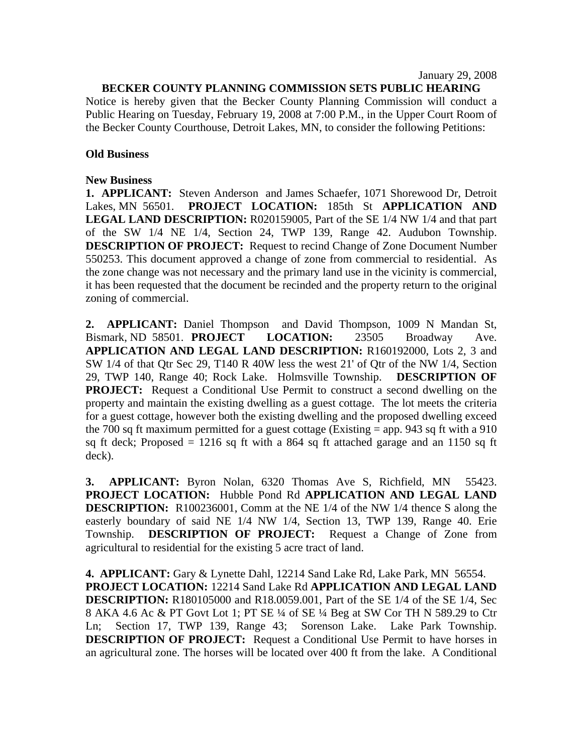January 29, 2008

**BECKER COUNTY PLANNING COMMISSION SETS PUBLIC HEARING**

Notice is hereby given that the Becker County Planning Commission will conduct a Public Hearing on Tuesday, February 19, 2008 at 7:00 P.M., in the Upper Court Room of the Becker County Courthouse, Detroit Lakes, MN, to consider the following Petitions:

**Old Business**

**New Business**

**1. APPLICANT:** Steven Anderson and James Schaefer, 1071 Shorewood Dr, Detroit Lakes, MN 56501. **PROJECT LOCATION:** 185th St **APPLICATION AND LEGAL LAND DESCRIPTION:** R020159005, Part of the SE 1/4 NW 1/4 and that part of the SW 1/4 NE 1/4, Section 24, TWP 139, Range 42. Audubon Township. **DESCRIPTION OF PROJECT:** Request to recind Change of Zone Document Number 550253. This document approved a change of zone from commercial to residential. As the zone change was not necessary and the primary land use in the vicinity is commercial, it has been requested that the document be recinded and the property return to the original zoning of commercial.

**2. APPLICANT:** Daniel Thompson and David Thompson, 1009 N Mandan St, Bismark, ND 58501. **PROJECT LOCATION:** 23505 Broadway Ave. **APPLICATION AND LEGAL LAND DESCRIPTION:** R160192000, Lots 2, 3 and SW 1/4 of that Qtr Sec 29, T140 R 40W less the west 21' of Qtr of the NW 1/4, Section 29, TWP 140, Range 40; Rock Lake. Holmsville Township. **DESCRIPTION OF PROJECT:** Request a Conditional Use Permit to construct a second dwelling on the property and maintain the existing dwelling as a guest cottage. The lot meets the criteria for a guest cottage, however both the existing dwelling and the proposed dwelling exceed the 700 sq ft maximum permitted for a guest cottage (Existing = app. 943 sq ft with a 910 sq ft deck; Proposed = 1216 sq ft with a 864 sq ft attached garage and an 1150 sq ft deck).

**3. APPLICANT:** Byron Nolan, 6320 Thomas Ave S, Richfield, MN 55423. **PROJECT LOCATION:** Hubble Pond Rd **APPLICATION AND LEGAL LAND DESCRIPTION:** R100236001, Comm at the NE 1/4 of the NW 1/4 thence S along the easterly boundary of said NE 1/4 NW 1/4, Section 13, TWP 139, Range 40. Erie Township. **DESCRIPTION OF PROJECT:** Request a Change of Zone from agricultural to residential for the existing 5 acre tract of land.

**4. APPLICANT:** Gary & Lynette Dahl, 12214 Sand Lake Rd, Lake Park, MN 56554. **PROJECT LOCATION:** 12214 Sand Lake Rd **APPLICATION AND LEGAL LAND DESCRIPTION:** R180105000 and R18.0059.001, Part of the SE 1/4 of the SE 1/4, Sec 8 AKA 4.6 Ac & PT Govt Lot 1; PT SE ¼ of SE ¼ Beg at SW Cor TH N 589.29 to Ctr Ln; Section 17, TWP 139, Range 43; Sorenson Lake. Lake Park Township. **DESCRIPTION OF PROJECT:** Request a Conditional Use Permit to have horses in an agricultural zone. The horses will be located over 400 ft from the lake. A Conditional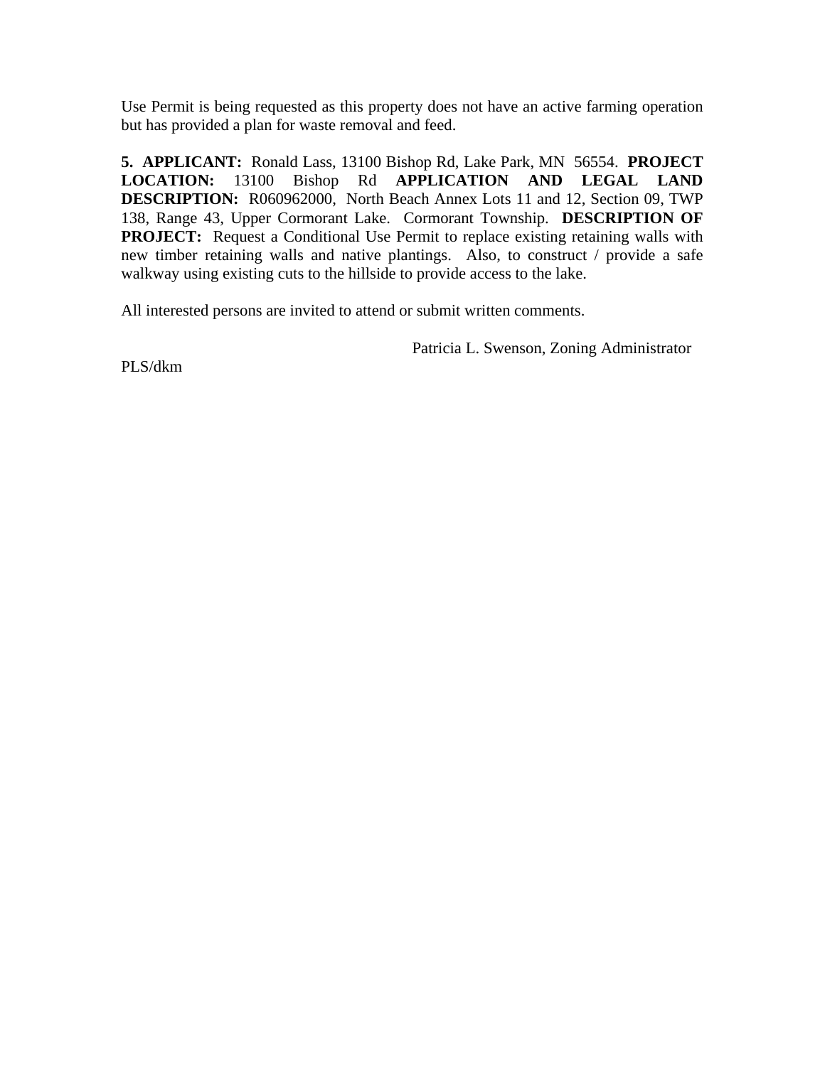Use Permit is being requested as this property does not have an active farming operation but has provided a plan for waste removal and feed.

**5. APPLICANT:** Ronald Lass, 13100 Bishop Rd, Lake Park, MN 56554. **PROJECT LOCATION:** 13100 Bishop Rd **APPLICATION AND LEGAL LAND DESCRIPTION:** R060962000, North Beach Annex Lots 11 and 12, Section 09, TWP 138, Range 43, Upper Cormorant Lake. Cormorant Township. **DESCRIPTION OF PROJECT:** Request a Conditional Use Permit to replace existing retaining walls with new timber retaining walls and native plantings. Also, to construct / provide a safe walkway using existing cuts to the hillside to provide access to the lake.

All interested persons are invited to attend or submit written comments.

Patricia L. Swenson, Zoning Administrator

PLS/dkm